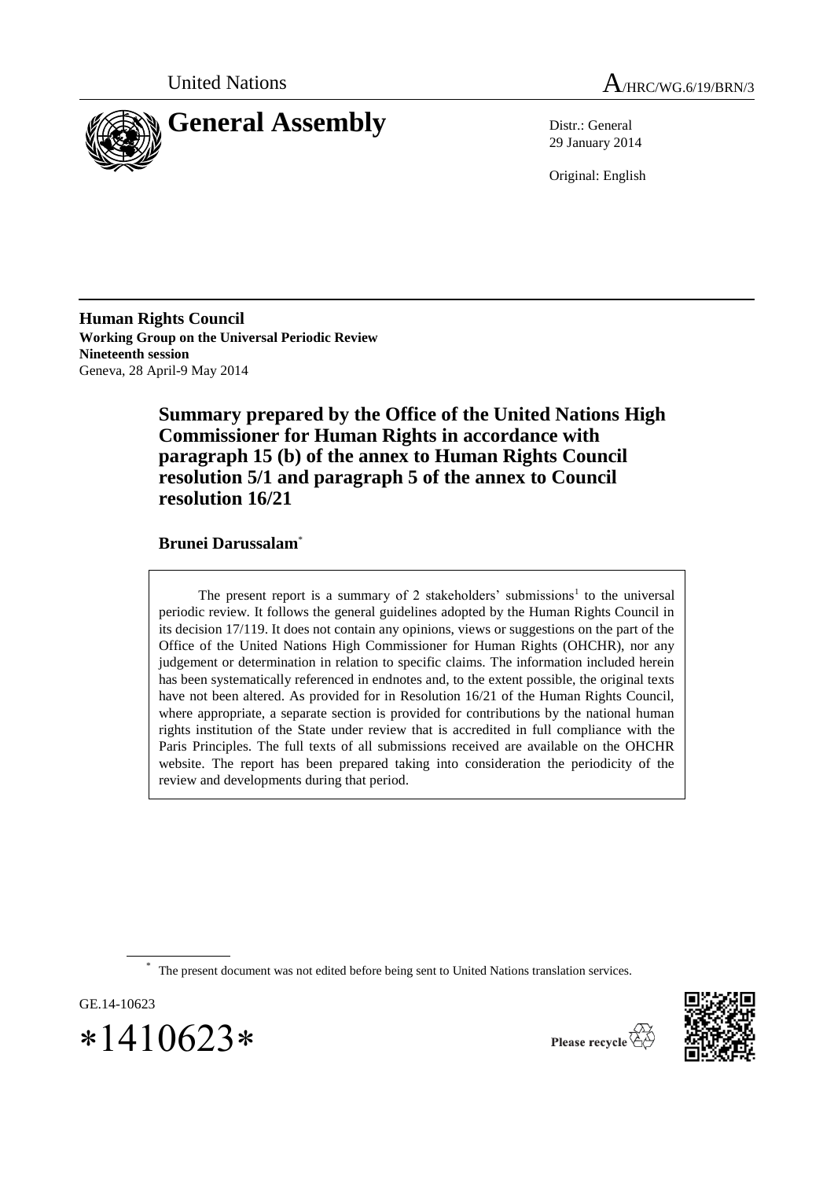United Nations

A/HRC/WG.6/19/BRN/3

# General Assembly

Distr.: General
29 January 2014

Original: English

**Human Rights Council**
**Working Group on the Universal Periodic Review**
**Nineteenth session**
Geneva, 28 April-9 May 2014

## Summary prepared by the Office of the United Nations High Commissioner for Human Rights in accordance with paragraph 15 (b) of the annex to Human Rights Council resolution 5/1 and paragraph 5 of the annex to Council resolution 16/21

### Brunei Darussalam*

The present report is a summary of 2 stakeholders' submissions[1] to the universal periodic review. It follows the general guidelines adopted by the Human Rights Council in its decision 17/119. It does not contain any opinions, views or suggestions on the part of the Office of the United Nations High Commissioner for Human Rights (OHCHR), nor any judgement or determination in relation to specific claims. The information included herein has been systematically referenced in endnotes and, to the extent possible, the original texts have not been altered. As provided for in Resolution 16/21 of the Human Rights Council, where appropriate, a separate section is provided for contributions by the national human rights institution of the State under review that is accredited in full compliance with the Paris Principles. The full texts of all submissions received are available on the OHCHR website. The report has been prepared taking into consideration the periodicity of the review and developments during that period.

\* The present document was not edited before being sent to United Nations translation services.

GE.14-10623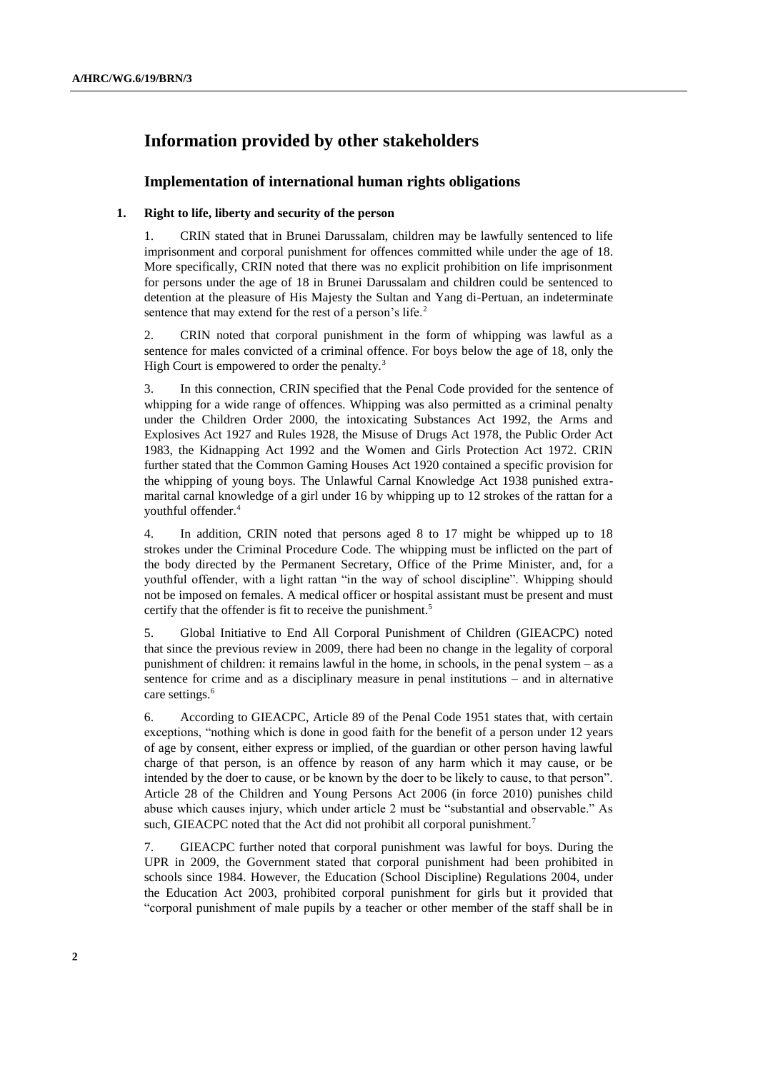## Information provided by other stakeholders

### Implementation of international human rights obligations

#### 1. Right to life, liberty and security of the person

1. CRIN stated that in Brunei Darussalam, children may be lawfully sentenced to life imprisonment and corporal punishment for offences committed while under the age of 18. More specifically, CRIN noted that there was no explicit prohibition on life imprisonment for persons under the age of 18 in Brunei Darussalam and children could be sentenced to detention at the pleasure of His Majesty the Sultan and Yang di-Pertuan, an indeterminate sentence that may extend for the rest of a person's life.[2]

2. CRIN noted that corporal punishment in the form of whipping was lawful as a sentence for males convicted of a criminal offence. For boys below the age of 18, only the High Court is empowered to order the penalty.[3]

3. In this connection, CRIN specified that the Penal Code provided for the sentence of whipping for a wide range of offences. Whipping was also permitted as a criminal penalty under the Children Order 2000, the intoxicating Substances Act 1992, the Arms and Explosives Act 1927 and Rules 1928, the Misuse of Drugs Act 1978, the Public Order Act 1983, the Kidnapping Act 1992 and the Women and Girls Protection Act 1972. CRIN further stated that the Common Gaming Houses Act 1920 contained a specific provision for the whipping of young boys. The Unlawful Carnal Knowledge Act 1938 punished extra-marital carnal knowledge of a girl under 16 by whipping up to 12 strokes of the rattan for a youthful offender.[4]

4. In addition, CRIN noted that persons aged 8 to 17 might be whipped up to 18 strokes under the Criminal Procedure Code. The whipping must be inflicted on the part of the body directed by the Permanent Secretary, Office of the Prime Minister, and, for a youthful offender, with a light rattan "in the way of school discipline". Whipping should not be imposed on females. A medical officer or hospital assistant must be present and must certify that the offender is fit to receive the punishment.[5]

5. Global Initiative to End All Corporal Punishment of Children (GIEACPC) noted that since the previous review in 2009, there had been no change in the legality of corporal punishment of children: it remains lawful in the home, in schools, in the penal system – as a sentence for crime and as a disciplinary measure in penal institutions – and in alternative care settings.[6]

6. According to GIEACPC, Article 89 of the Penal Code 1951 states that, with certain exceptions, "nothing which is done in good faith for the benefit of a person under 12 years of age by consent, either express or implied, of the guardian or other person having lawful charge of that person, is an offence by reason of any harm which it may cause, or be intended by the doer to cause, or be known by the doer to be likely to cause, to that person". Article 28 of the Children and Young Persons Act 2006 (in force 2010) punishes child abuse which causes injury, which under article 2 must be "substantial and observable." As such, GIEACPC noted that the Act did not prohibit all corporal punishment.[7]

7. GIEACPC further noted that corporal punishment was lawful for boys. During the UPR in 2009, the Government stated that corporal punishment had been prohibited in schools since 1984. However, the Education (School Discipline) Regulations 2004, under the Education Act 2003, prohibited corporal punishment for girls but it provided that "corporal punishment of male pupils by a teacher or other member of the staff shall be in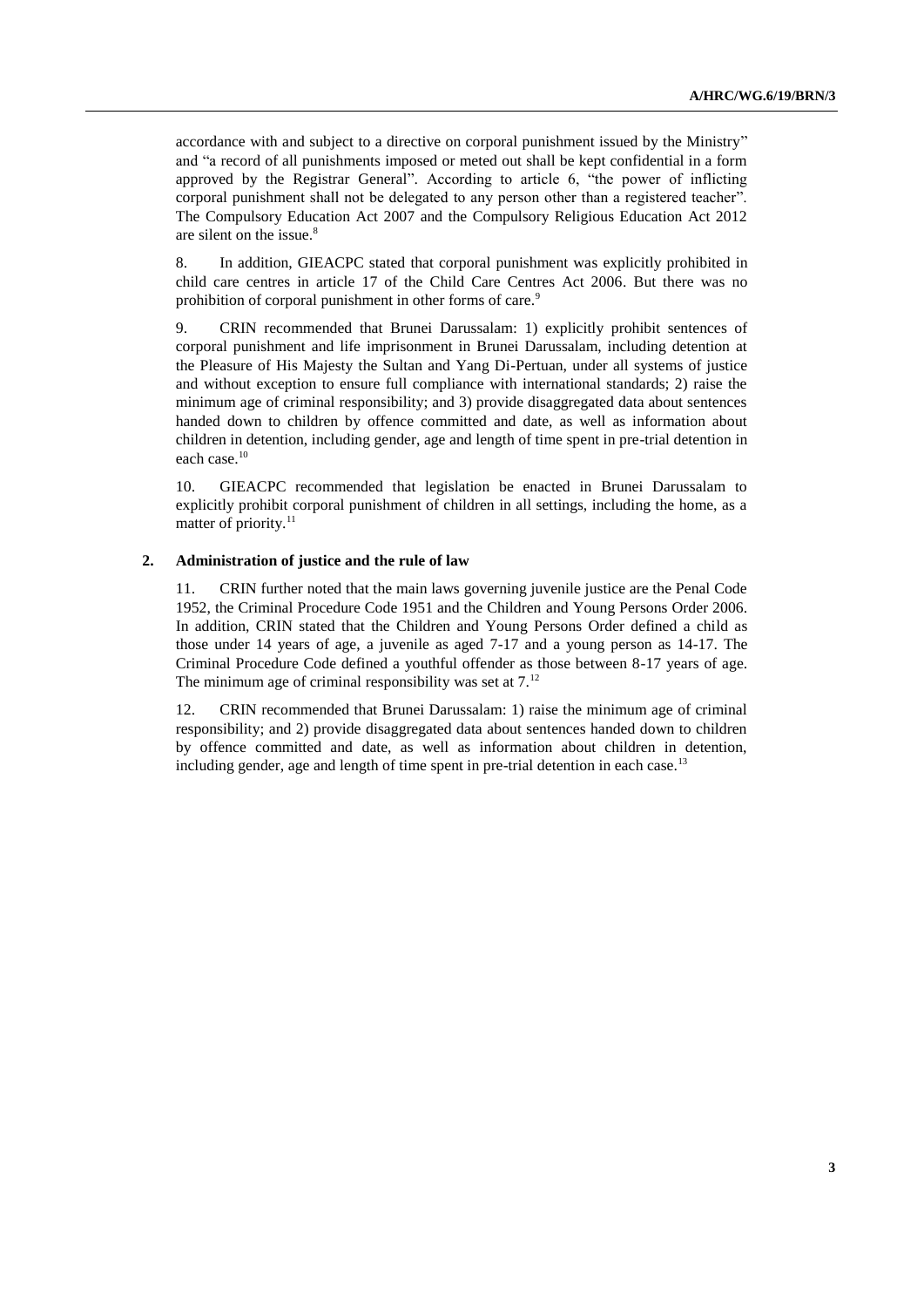accordance with and subject to a directive on corporal punishment issued by the Ministry" and "a record of all punishments imposed or meted out shall be kept confidential in a form approved by the Registrar General". According to article 6, "the power of inflicting corporal punishment shall not be delegated to any person other than a registered teacher". The Compulsory Education Act 2007 and the Compulsory Religious Education Act 2012 are silent on the issue.[8]

8. In addition, GIEACPC stated that corporal punishment was explicitly prohibited in child care centres in article 17 of the Child Care Centres Act 2006. But there was no prohibition of corporal punishment in other forms of care.[9]

9. CRIN recommended that Brunei Darussalam: 1) explicitly prohibit sentences of corporal punishment and life imprisonment in Brunei Darussalam, including detention at the Pleasure of His Majesty the Sultan and Yang Di-Pertuan, under all systems of justice and without exception to ensure full compliance with international standards; 2) raise the minimum age of criminal responsibility; and 3) provide disaggregated data about sentences handed down to children by offence committed and date, as well as information about children in detention, including gender, age and length of time spent in pre-trial detention in each case.[10]

10. GIEACPC recommended that legislation be enacted in Brunei Darussalam to explicitly prohibit corporal punishment of children in all settings, including the home, as a matter of priority.[11]

### 2. Administration of justice and the rule of law

11. CRIN further noted that the main laws governing juvenile justice are the Penal Code 1952, the Criminal Procedure Code 1951 and the Children and Young Persons Order 2006. In addition, CRIN stated that the Children and Young Persons Order defined a child as those under 14 years of age, a juvenile as aged 7-17 and a young person as 14-17. The Criminal Procedure Code defined a youthful offender as those between 8-17 years of age. The minimum age of criminal responsibility was set at 7.[12]

12. CRIN recommended that Brunei Darussalam: 1) raise the minimum age of criminal responsibility; and 2) provide disaggregated data about sentences handed down to children by offence committed and date, as well as information about children in detention, including gender, age and length of time spent in pre-trial detention in each case.[13]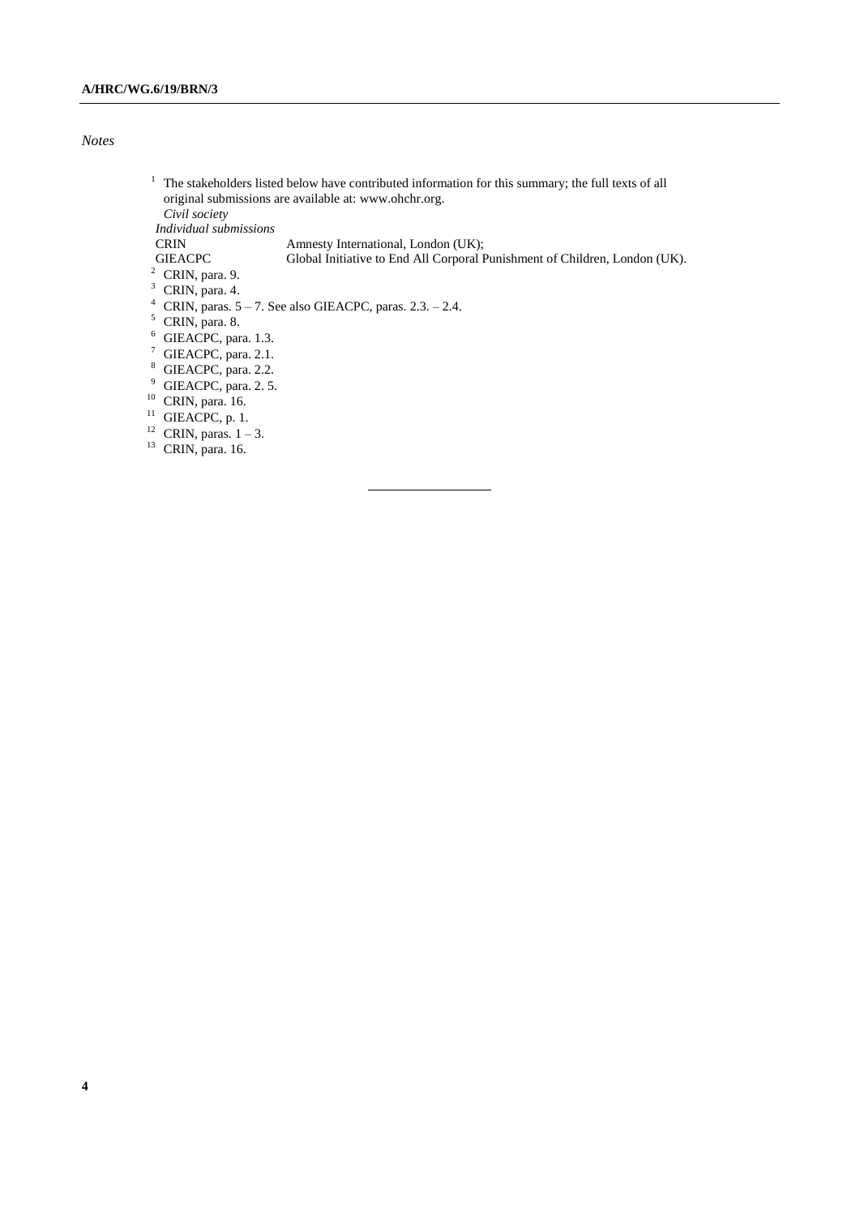*Notes*

[1] The stakeholders listed below have contributed information for this summary; the full texts of all original submissions are available at: www.ohchr.org.

*Civil society*

*Individual submissions*

| | |
|---|---|
| CRIN | Amnesty International, London (UK); |
| GIEACPC | Global Initiative to End All Corporal Punishment of Children, London (UK). |

[2] CRIN, para. 9.

[3] CRIN, para. 4.

[4] CRIN, paras. 5 – 7. See also GIEACPC, paras. 2.3. – 2.4.

[5] CRIN, para. 8.

[6] GIEACPC, para. 1.3.

[7] GIEACPC, para. 2.1.

[8] GIEACPC, para. 2.2.

[9] GIEACPC, para. 2. 5.

[10] CRIN, para. 16.

[11] GIEACPC, p. 1.

[12] CRIN, paras. 1 – 3.

[13] CRIN, para. 16.